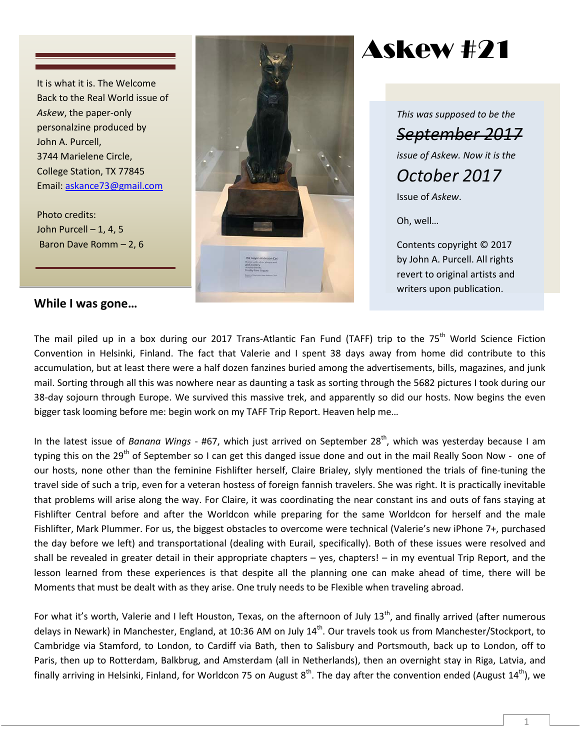# Askew #21

It is what it is. The Welcome Back to the Real World issue of *Askew*, the paper-only personalzine produced by John A. Purcell, 3744 Marielene Circle, College Station, TX 77845
Email: askance73@gmail.com

Photo credits:
John Purcell – 1, 4, 5
Baron Dave Romm – 2, 6

*This was supposed to be the*

~~*September 2017*~~

*issue of Askew. Now it is the*

*October 2017*

Issue of *Askew*.

Oh, well…

Contents copyright © 2017 by John A. Purcell. All rights revert to original artists and writers upon publication.

## While I was gone…

The mail piled up in a box during our 2017 Trans-Atlantic Fan Fund (TAFF) trip to the 75th World Science Fiction Convention in Helsinki, Finland. The fact that Valerie and I spent 38 days away from home did contribute to this accumulation, but at least there were a half dozen fanzines buried among the advertisements, bills, magazines, and junk mail. Sorting through all this was nowhere near as daunting a task as sorting through the 5682 pictures I took during our 38-day sojourn through Europe. We survived this massive trek, and apparently so did our hosts. Now begins the even bigger task looming before me: begin work on my TAFF Trip Report. Heaven help me…

In the latest issue of *Banana Wings* - #67, which just arrived on September 28th, which was yesterday because I am typing this on the 29th of September so I can get this danged issue done and out in the mail Really Soon Now - one of our hosts, none other than the feminine Fishlifter herself, Claire Brialey, slyly mentioned the trials of fine-tuning the travel side of such a trip, even for a veteran hostess of foreign fannish travelers. She was right. It is practically inevitable that problems will arise along the way. For Claire, it was coordinating the near constant ins and outs of fans staying at Fishlifter Central before and after the Worldcon while preparing for the same Worldcon for herself and the male Fishlifter, Mark Plummer. For us, the biggest obstacles to overcome were technical (Valerie's new iPhone 7+, purchased the day before we left) and transportational (dealing with Eurail, specifically). Both of these issues were resolved and shall be revealed in greater detail in their appropriate chapters – yes, chapters! – in my eventual Trip Report, and the lesson learned from these experiences is that despite all the planning one can make ahead of time, there will be Moments that must be dealt with as they arise. One truly needs to be Flexible when traveling abroad.

For what it's worth, Valerie and I left Houston, Texas, on the afternoon of July 13th, and finally arrived (after numerous delays in Newark) in Manchester, England, at 10:36 AM on July 14th. Our travels took us from Manchester/Stockport, to Cambridge via Stamford, to London, to Cardiff via Bath, then to Salisbury and Portsmouth, back up to London, off to Paris, then up to Rotterdam, Balkbrug, and Amsterdam (all in Netherlands), then an overnight stay in Riga, Latvia, and finally arriving in Helsinki, Finland, for Worldcon 75 on August 8th. The day after the convention ended (August 14th), we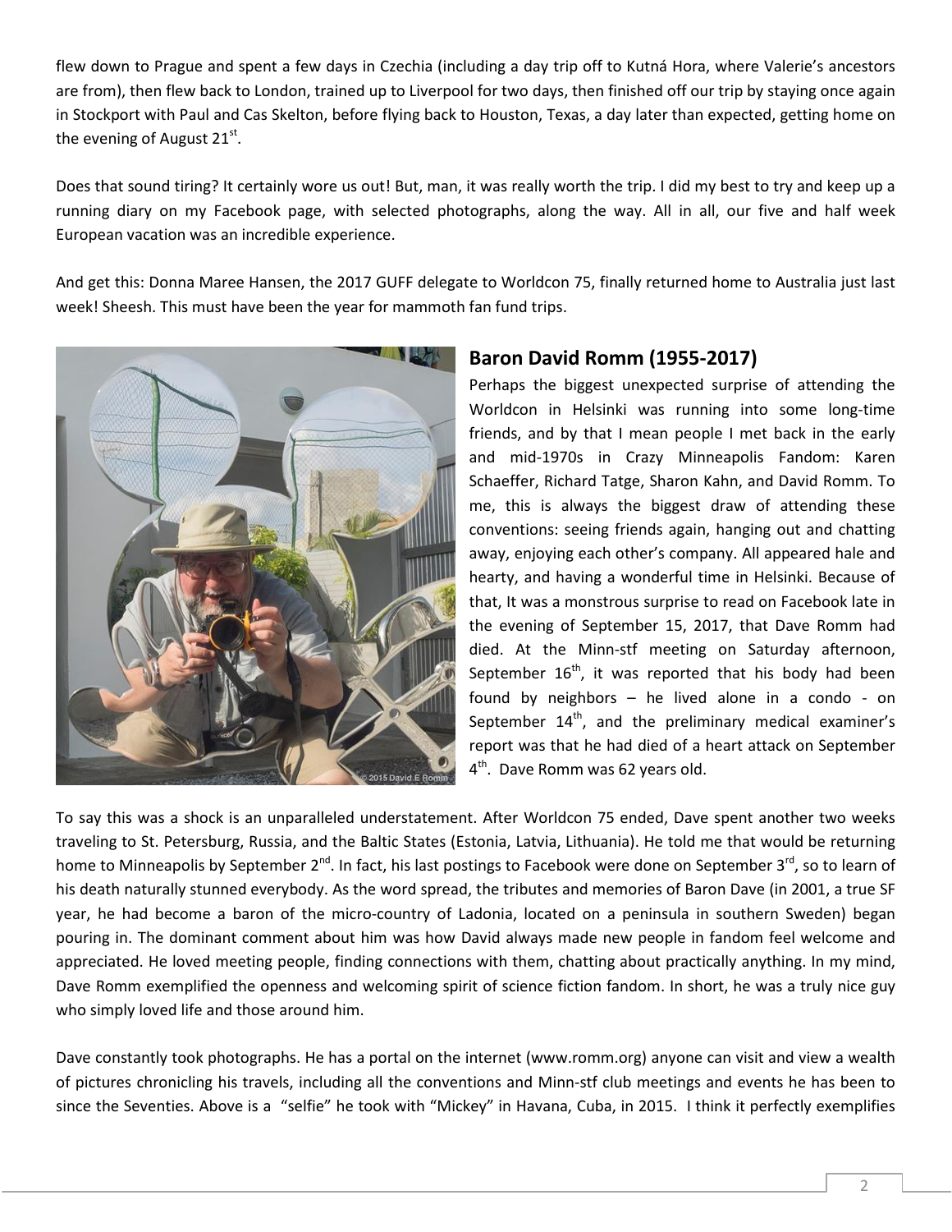flew down to Prague and spent a few days in Czechia (including a day trip off to Kutná Hora, where Valerie's ancestors are from), then flew back to London, trained up to Liverpool for two days, then finished off our trip by staying once again in Stockport with Paul and Cas Skelton, before flying back to Houston, Texas, a day later than expected, getting home on the evening of August 21st.

Does that sound tiring? It certainly wore us out! But, man, it was really worth the trip. I did my best to try and keep up a running diary on my Facebook page, with selected photographs, along the way. All in all, our five and half week European vacation was an incredible experience.

And get this: Donna Maree Hansen, the 2017 GUFF delegate to Worldcon 75, finally returned home to Australia just last week! Sheesh. This must have been the year for mammoth fan fund trips.

## Baron David Romm (1955-2017)

Perhaps the biggest unexpected surprise of attending the Worldcon in Helsinki was running into some long-time friends, and by that I mean people I met back in the early and mid-1970s in Crazy Minneapolis Fandom: Karen Schaeffer, Richard Tatge, Sharon Kahn, and David Romm. To me, this is always the biggest draw of attending these conventions: seeing friends again, hanging out and chatting away, enjoying each other's company. All appeared hale and hearty, and having a wonderful time in Helsinki. Because of that, It was a monstrous surprise to read on Facebook late in the evening of September 15, 2017, that Dave Romm had died. At the Minn-stf meeting on Saturday afternoon, September 16th, it was reported that his body had been found by neighbors – he lived alone in a condo - on September 14th, and the preliminary medical examiner's report was that he had died of a heart attack on September 4th. Dave Romm was 62 years old.

To say this was a shock is an unparalleled understatement. After Worldcon 75 ended, Dave spent another two weeks traveling to St. Petersburg, Russia, and the Baltic States (Estonia, Latvia, Lithuania). He told me that would be returning home to Minneapolis by September 2nd. In fact, his last postings to Facebook were done on September 3rd, so to learn of his death naturally stunned everybody. As the word spread, the tributes and memories of Baron Dave (in 2001, a true SF year, he had become a baron of the micro-country of Ladonia, located on a peninsula in southern Sweden) began pouring in. The dominant comment about him was how David always made new people in fandom feel welcome and appreciated. He loved meeting people, finding connections with them, chatting about practically anything. In my mind, Dave Romm exemplified the openness and welcoming spirit of science fiction fandom. In short, he was a truly nice guy who simply loved life and those around him.

Dave constantly took photographs. He has a portal on the internet (www.romm.org) anyone can visit and view a wealth of pictures chronicling his travels, including all the conventions and Minn-stf club meetings and events he has been to since the Seventies. Above is a "selfie" he took with "Mickey" in Havana, Cuba, in 2015. I think it perfectly exemplifies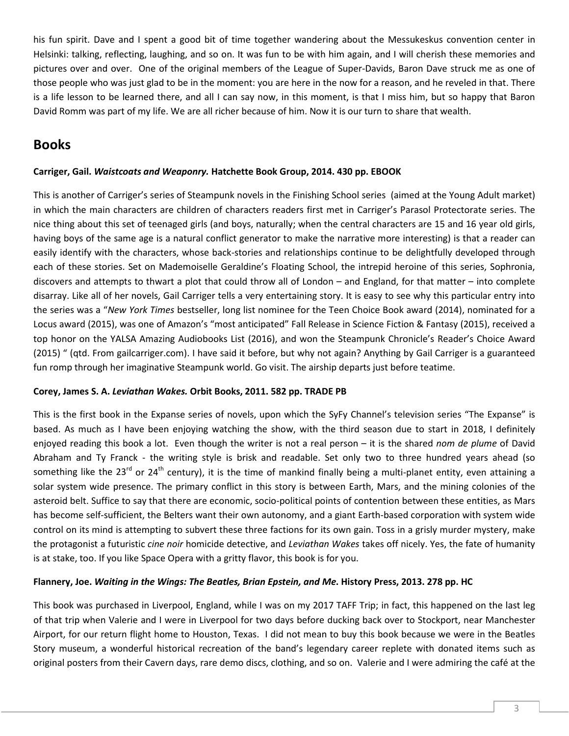his fun spirit. Dave and I spent a good bit of time together wandering about the Messukeskus convention center in Helsinki: talking, reflecting, laughing, and so on. It was fun to be with him again, and I will cherish these memories and pictures over and over. One of the original members of the League of Super-Davids, Baron Dave struck me as one of those people who was just glad to be in the moment: you are here in the now for a reason, and he reveled in that. There is a life lesson to be learned there, and all I can say now, in this moment, is that I miss him, but so happy that Baron David Romm was part of my life. We are all richer because of him. Now it is our turn to share that wealth.

## Books

**Carriger, Gail. *Waistcoats and Weaponry.* Hatchette Book Group, 2014. 430 pp. EBOOK**

This is another of Carriger's series of Steampunk novels in the Finishing School series (aimed at the Young Adult market) in which the main characters are children of characters readers first met in Carriger's Parasol Protectorate series. The nice thing about this set of teenaged girls (and boys, naturally; when the central characters are 15 and 16 year old girls, having boys of the same age is a natural conflict generator to make the narrative more interesting) is that a reader can easily identify with the characters, whose back-stories and relationships continue to be delightfully developed through each of these stories. Set on Mademoiselle Geraldine's Floating School, the intrepid heroine of this series, Sophronia, discovers and attempts to thwart a plot that could throw all of London – and England, for that matter – into complete disarray. Like all of her novels, Gail Carriger tells a very entertaining story. It is easy to see why this particular entry into the series was a "*New York Times* bestseller, long list nominee for the Teen Choice Book award (2014), nominated for a Locus award (2015), was one of Amazon's "most anticipated" Fall Release in Science Fiction & Fantasy (2015), received a top honor on the YALSA Amazing Audiobooks List (2016), and won the Steampunk Chronicle's Reader's Choice Award (2015) " (qtd. From gailcarriger.com). I have said it before, but why not again? Anything by Gail Carriger is a guaranteed fun romp through her imaginative Steampunk world. Go visit. The airship departs just before teatime.

**Corey, James S. A. *Leviathan Wakes.* Orbit Books, 2011. 582 pp. TRADE PB**

This is the first book in the Expanse series of novels, upon which the SyFy Channel's television series "The Expanse" is based. As much as I have been enjoying watching the show, with the third season due to start in 2018, I definitely enjoyed reading this book a lot. Even though the writer is not a real person – it is the shared *nom de plume* of David Abraham and Ty Franck - the writing style is brisk and readable. Set only two to three hundred years ahead (so something like the 23rd or 24th century), it is the time of mankind finally being a multi-planet entity, even attaining a solar system wide presence. The primary conflict in this story is between Earth, Mars, and the mining colonies of the asteroid belt. Suffice to say that there are economic, socio-political points of contention between these entities, as Mars has become self-sufficient, the Belters want their own autonomy, and a giant Earth-based corporation with system wide control on its mind is attempting to subvert these three factions for its own gain. Toss in a grisly murder mystery, make the protagonist a futuristic *cine noir* homicide detective, and *Leviathan Wakes* takes off nicely. Yes, the fate of humanity is at stake, too. If you like Space Opera with a gritty flavor, this book is for you.

**Flannery, Joe. *Waiting in the Wings: The Beatles, Brian Epstein, and Me*. History Press, 2013. 278 pp. HC**

This book was purchased in Liverpool, England, while I was on my 2017 TAFF Trip; in fact, this happened on the last leg of that trip when Valerie and I were in Liverpool for two days before ducking back over to Stockport, near Manchester Airport, for our return flight home to Houston, Texas. I did not mean to buy this book because we were in the Beatles Story museum, a wonderful historical recreation of the band's legendary career replete with donated items such as original posters from their Cavern days, rare demo discs, clothing, and so on. Valerie and I were admiring the café at the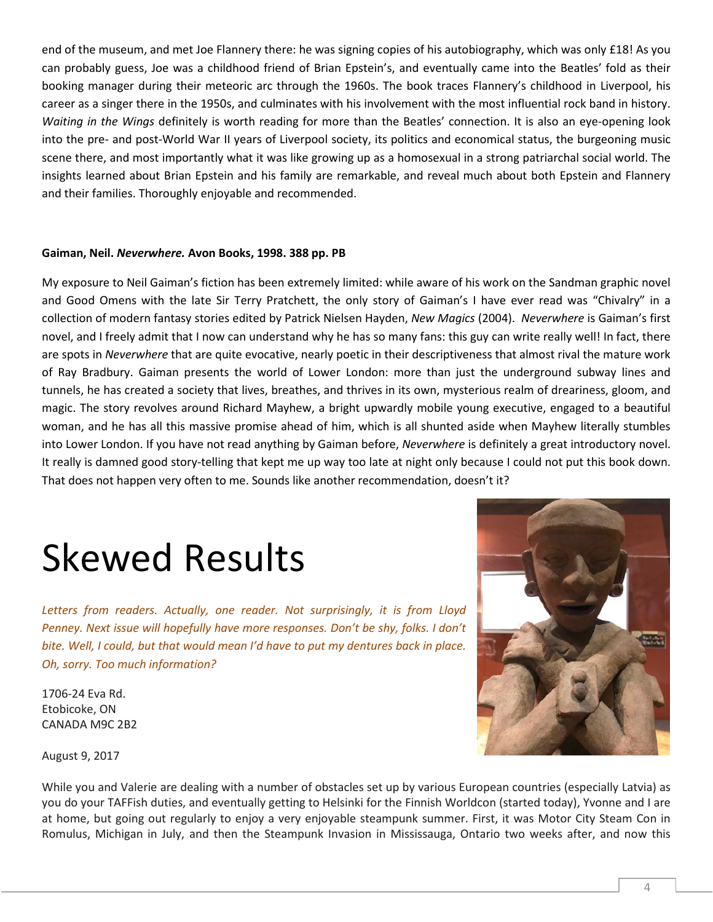end of the museum, and met Joe Flannery there: he was signing copies of his autobiography, which was only £18! As you can probably guess, Joe was a childhood friend of Brian Epstein's, and eventually came into the Beatles' fold as their booking manager during their meteoric arc through the 1960s. The book traces Flannery's childhood in Liverpool, his career as a singer there in the 1950s, and culminates with his involvement with the most influential rock band in history. *Waiting in the Wings* definitely is worth reading for more than the Beatles' connection. It is also an eye-opening look into the pre- and post-World War II years of Liverpool society, its politics and economical status, the burgeoning music scene there, and most importantly what it was like growing up as a homosexual in a strong patriarchal social world. The insights learned about Brian Epstein and his family are remarkable, and reveal much about both Epstein and Flannery and their families. Thoroughly enjoyable and recommended.

**Gaiman, Neil. *Neverwhere.* Avon Books, 1998. 388 pp. PB**

My exposure to Neil Gaiman's fiction has been extremely limited: while aware of his work on the Sandman graphic novel and Good Omens with the late Sir Terry Pratchett, the only story of Gaiman's I have ever read was "Chivalry" in a collection of modern fantasy stories edited by Patrick Nielsen Hayden, *New Magics* (2004). *Neverwhere* is Gaiman's first novel, and I freely admit that I now can understand why he has so many fans: this guy can write really well! In fact, there are spots in *Neverwhere* that are quite evocative, nearly poetic in their descriptiveness that almost rival the mature work of Ray Bradbury. Gaiman presents the world of Lower London: more than just the underground subway lines and tunnels, he has created a society that lives, breathes, and thrives in its own, mysterious realm of dreariness, gloom, and magic. The story revolves around Richard Mayhew, a bright upwardly mobile young executive, engaged to a beautiful woman, and he has all this massive promise ahead of him, which is all shunted aside when Mayhew literally stumbles into Lower London. If you have not read anything by Gaiman before, *Neverwhere* is definitely a great introductory novel. It really is damned good story-telling that kept me up way too late at night only because I could not put this book down. That does not happen very often to me. Sounds like another recommendation, doesn't it?

# Skewed Results

*Letters from readers. Actually, one reader. Not surprisingly, it is from Lloyd Penney. Next issue will hopefully have more responses. Don't be shy, folks. I don't bite. Well, I could, but that would mean I'd have to put my dentures back in place. Oh, sorry. Too much information?*

1706-24 Eva Rd.
Etobicoke, ON
CANADA M9C 2B2

August 9, 2017

While you and Valerie are dealing with a number of obstacles set up by various European countries (especially Latvia) as you do your TAFFish duties, and eventually getting to Helsinki for the Finnish Worldcon (started today), Yvonne and I are at home, but going out regularly to enjoy a very enjoyable steampunk summer. First, it was Motor City Steam Con in Romulus, Michigan in July, and then the Steampunk Invasion in Mississauga, Ontario two weeks after, and now this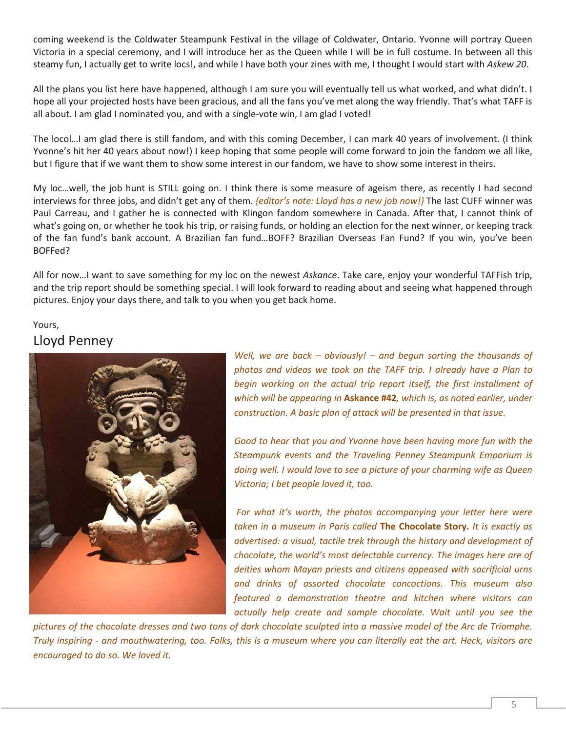coming weekend is the Coldwater Steampunk Festival in the village of Coldwater, Ontario. Yvonne will portray Queen Victoria in a special ceremony, and I will introduce her as the Queen while I will be in full costume. In between all this steamy fun, I actually get to write locs!, and while I have both your zines with me, I thought I would start with *Askew 20*.

All the plans you list here have happened, although I am sure you will eventually tell us what worked, and what didn't. I hope all your projected hosts have been gracious, and all the fans you've met along the way friendly. That's what TAFF is all about. I am glad I nominated you, and with a single-vote win, I am glad I voted!

The locol…I am glad there is still fandom, and with this coming December, I can mark 40 years of involvement. (I think Yvonne's hit her 40 years about now!) I keep hoping that some people will come forward to join the fandom we all like, but I figure that if we want them to show some interest in our fandom, we have to show some interest in theirs.

My loc…well, the job hunt is STILL going on. I think there is some measure of ageism there, as recently I had second interviews for three jobs, and didn't get any of them. *{editor's note: Lloyd has a new job now!}* The last CUFF winner was Paul Carreau, and I gather he is connected with Klingon fandom somewhere in Canada. After that, I cannot think of what's going on, or whether he took his trip, or raising funds, or holding an election for the next winner, or keeping track of the fan fund's bank account. A Brazilian fan fund…BOFF? Brazilian Overseas Fan Fund? If you win, you've been BOFFed?

All for now…I want to save something for my loc on the newest *Askance*. Take care, enjoy your wonderful TAFFish trip, and the trip report should be something special. I will look forward to reading about and seeing what happened through pictures. Enjoy your days there, and talk to you when you get back home.

Yours,

Lloyd Penney

*Well, we are back – obviously! – and begun sorting the thousands of photos and videos we took on the TAFF trip. I already have a Plan to begin working on the actual trip report itself, the first installment of which will be appearing in* **Askance #42***, which is, as noted earlier, under construction. A basic plan of attack will be presented in that issue.*

*Good to hear that you and Yvonne have been having more fun with the Steampunk events and the Traveling Penney Steampunk Emporium is doing well. I would love to see a picture of your charming wife as Queen Victoria; I bet people loved it, too.*

*For what it's worth, the photos accompanying your letter here were taken in a museum in Paris called* **The Chocolate Story.** *It is exactly as advertised: a visual, tactile trek through the history and development of chocolate, the world's most delectable currency. The images here are of deities whom Mayan priests and citizens appeased with sacrificial urns and drinks of assorted chocolate concoctions. This museum also featured a demonstration theatre and kitchen where visitors can actually help create and sample chocolate. Wait until you see the pictures of the chocolate dresses and two tons of dark chocolate sculpted into a massive model of the Arc de Triomphe. Truly inspiring - and mouthwatering, too. Folks, this is a museum where you can literally eat the art. Heck, visitors are encouraged to do so. We loved it.*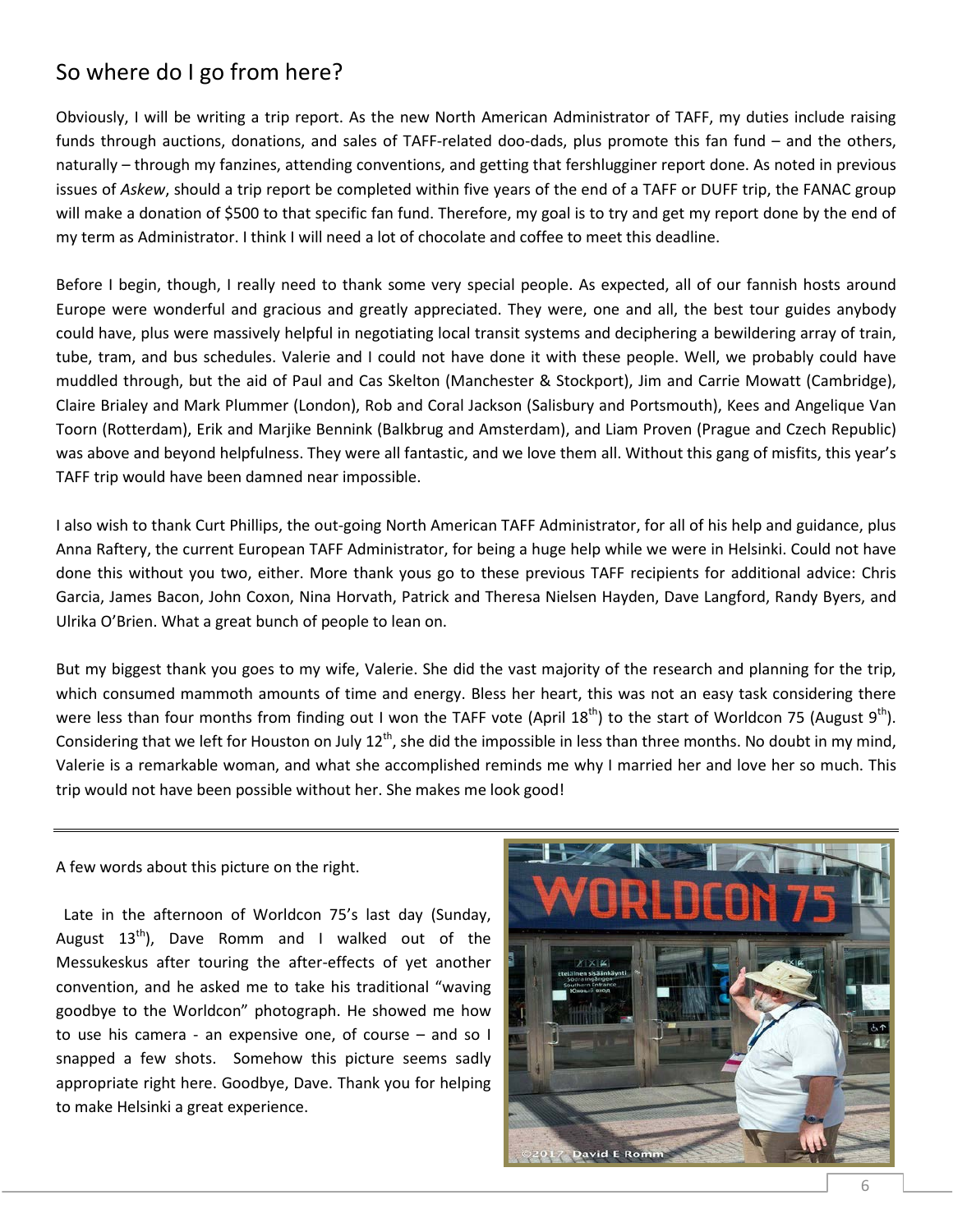## So where do I go from here?

Obviously, I will be writing a trip report. As the new North American Administrator of TAFF, my duties include raising funds through auctions, donations, and sales of TAFF-related doo-dads, plus promote this fan fund – and the others, naturally – through my fanzines, attending conventions, and getting that fershlugginer report done. As noted in previous issues of *Askew*, should a trip report be completed within five years of the end of a TAFF or DUFF trip, the FANAC group will make a donation of $500 to that specific fan fund. Therefore, my goal is to try and get my report done by the end of my term as Administrator. I think I will need a lot of chocolate and coffee to meet this deadline.

Before I begin, though, I really need to thank some very special people. As expected, all of our fannish hosts around Europe were wonderful and gracious and greatly appreciated. They were, one and all, the best tour guides anybody could have, plus were massively helpful in negotiating local transit systems and deciphering a bewildering array of train, tube, tram, and bus schedules. Valerie and I could not have done it with these people. Well, we probably could have muddled through, but the aid of Paul and Cas Skelton (Manchester & Stockport), Jim and Carrie Mowatt (Cambridge), Claire Brialey and Mark Plummer (London), Rob and Coral Jackson (Salisbury and Portsmouth), Kees and Angelique Van Toorn (Rotterdam), Erik and Marjike Bennink (Balkbrug and Amsterdam), and Liam Proven (Prague and Czech Republic) was above and beyond helpfulness. They were all fantastic, and we love them all. Without this gang of misfits, this year's TAFF trip would have been damned near impossible.

I also wish to thank Curt Phillips, the out-going North American TAFF Administrator, for all of his help and guidance, plus Anna Raftery, the current European TAFF Administrator, for being a huge help while we were in Helsinki. Could not have done this without you two, either. More thank yous go to these previous TAFF recipients for additional advice: Chris Garcia, James Bacon, John Coxon, Nina Horvath, Patrick and Theresa Nielsen Hayden, Dave Langford, Randy Byers, and Ulrika O'Brien. What a great bunch of people to lean on.

But my biggest thank you goes to my wife, Valerie. She did the vast majority of the research and planning for the trip, which consumed mammoth amounts of time and energy. Bless her heart, this was not an easy task considering there were less than four months from finding out I won the TAFF vote (April 18th) to the start of Worldcon 75 (August 9th). Considering that we left for Houston on July 12th, she did the impossible in less than three months. No doubt in my mind, Valerie is a remarkable woman, and what she accomplished reminds me why I married her and love her so much. This trip would not have been possible without her. She makes me look good!

---

A few words about this picture on the right.

Late in the afternoon of Worldcon 75's last day (Sunday, August 13th), Dave Romm and I walked out of the Messukeskus after touring the after-effects of yet another convention, and he asked me to take his traditional "waving goodbye to the Worldcon" photograph. He showed me how to use his camera - an expensive one, of course – and so I snapped a few shots. Somehow this picture seems sadly appropriate right here. Goodbye, Dave. Thank you for helping to make Helsinki a great experience.

©2017 David E Romm